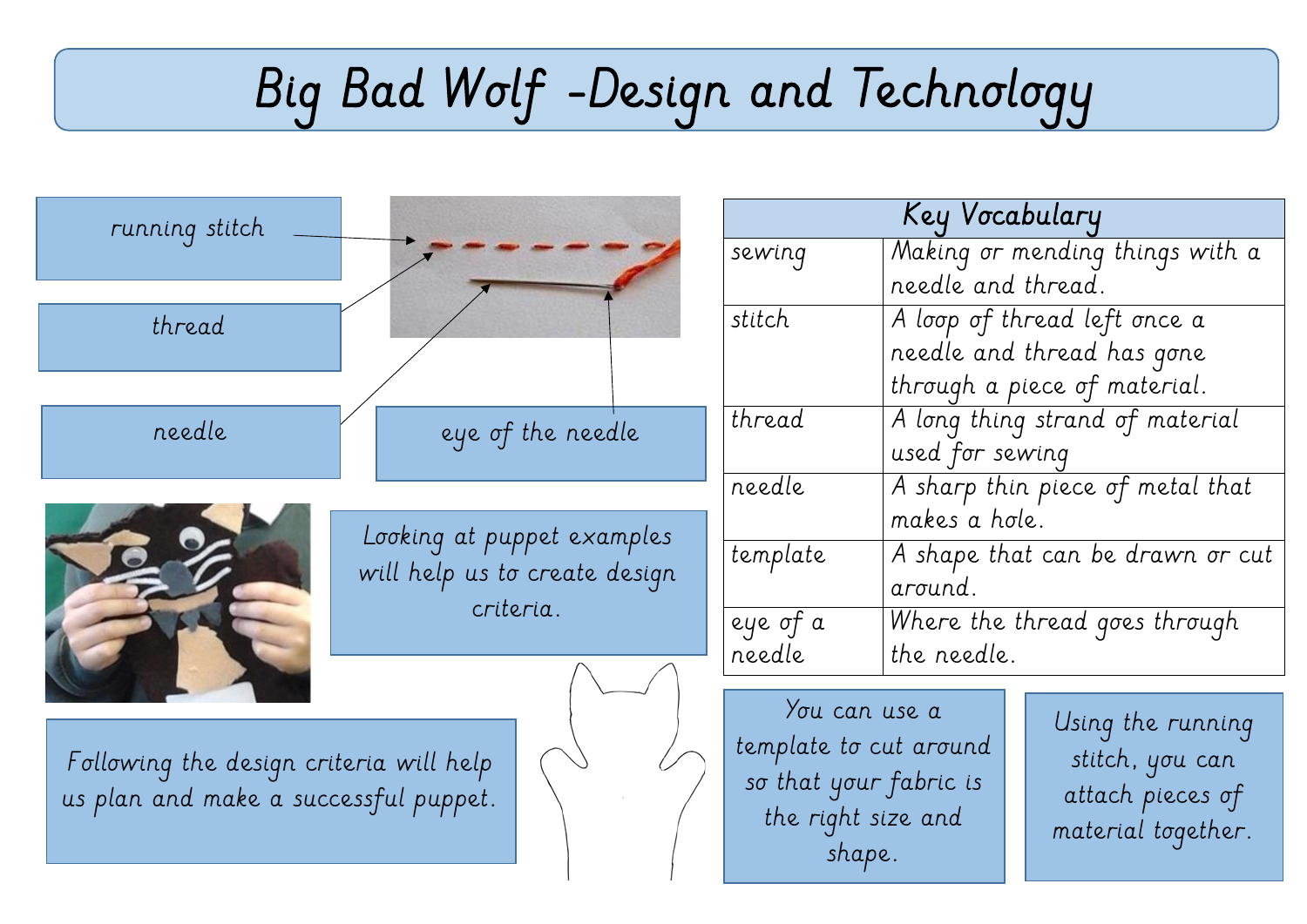# Big Bad Wolf -Design and Technology

running stitch

thread

needle

eye of the needle

Looking at puppet examples will help us to create design criteria.

Following the design criteria will help us plan and make a successful puppet.

| Key Vocabulary | |
|---|---|
| sewing | Making or mending things with a needle and thread. |
| stitch | A loop of thread left once a needle and thread has gone through a piece of material. |
| thread | A long thing strand of material used for sewing |
| needle | A sharp thin piece of metal that makes a hole. |
| template | A shape that can be drawn or cut around. |
| eye of a needle | Where the thread goes through the needle. |

You can use a template to cut around so that your fabric is the right size and shape.

Using the running stitch, you can attach pieces of material together.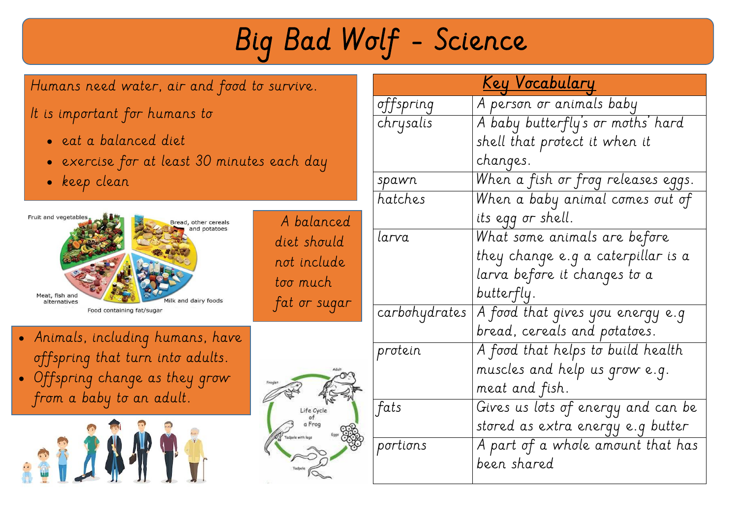# Big Bad Wolf - Science

Humans need water, air and food to survive.

It is important for humans to

- eat a balanced diet
- exercise for at least 30 minutes each day
- keep clean

Fruit and vegetables
Bread, other cereals and potatoes
Meat, fish and alternatives
Milk and dairy foods
Food containing fat/sugar

A balanced diet should not include too much fat or sugar

- Animals, including humans, have offspring that turn into adults.
- Offspring change as they grow from a baby to an adult.

Life Cycle of a Frog
Adult
Froglet
Tadpole with legs
Tadpole
Eggs

| Key Vocabulary | |
|---|---|
| offspring | A person or animals baby |
| chrysalis | A baby butterfly's or moths' hard shell that protect it when it changes. |
| spawn | When a fish or frog releases eggs. |
| hatches | When a baby animal comes out of its egg or shell. |
| larva | What some animals are before they change e.g a caterpillar is a larva before it changes to a butterfly. |
| carbohydrates | A food that gives you energy e.g bread, cereals and potatoes. |
| protein | A food that helps to build health muscles and help us grow e.g. meat and fish. |
| fats | Gives us lots of energy and can be stored as extra energy e.g butter |
| portions | A part of a whole amount that has been shared |